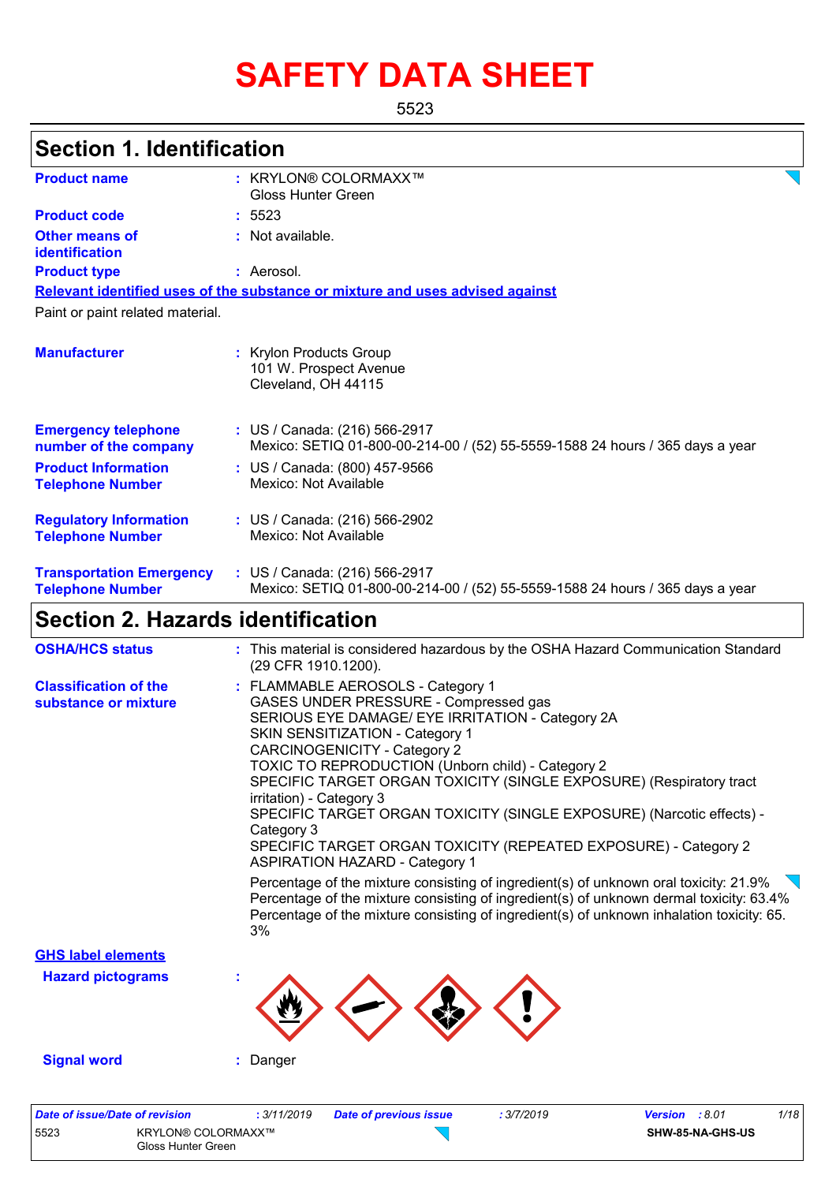# SAFETY DATA SHEET

5523

## Section 1. Identification

**Product name** : KRYLON® COLORMAXX™ Gloss Hunter Green

**Product code** : 5523

**Other means of identification** : Not available.

**Product type** : Aerosol.

**Relevant identified uses of the substance or mixture and uses advised against**

Paint or paint related material.

**Manufacturer** : Krylon Products Group
101 W. Prospect Avenue
Cleveland, OH 44115

**Emergency telephone number of the company** : US / Canada: (216) 566-2917
Mexico: SETIQ 01-800-00-214-00 / (52) 55-5559-1588 24 hours / 365 days a year

**Product Information Telephone Number** : US / Canada: (800) 457-9566
Mexico: Not Available

**Regulatory Information Telephone Number** : US / Canada: (216) 566-2902
Mexico: Not Available

**Transportation Emergency Telephone Number** : US / Canada: (216) 566-2917
Mexico: SETIQ 01-800-00-214-00 / (52) 55-5559-1588 24 hours / 365 days a year

## Section 2. Hazards identification

**OSHA/HCS status** : This material is considered hazardous by the OSHA Hazard Communication Standard (29 CFR 1910.1200).

**Classification of the substance or mixture** : FLAMMABLE AEROSOLS - Category 1
GASES UNDER PRESSURE - Compressed gas
SERIOUS EYE DAMAGE/ EYE IRRITATION - Category 2A
SKIN SENSITIZATION - Category 1
CARCINOGENICITY - Category 2
TOXIC TO REPRODUCTION (Unborn child) - Category 2
SPECIFIC TARGET ORGAN TOXICITY (SINGLE EXPOSURE) (Respiratory tract irritation) - Category 3
SPECIFIC TARGET ORGAN TOXICITY (SINGLE EXPOSURE) (Narcotic effects) - Category 3
SPECIFIC TARGET ORGAN TOXICITY (REPEATED EXPOSURE) - Category 2
ASPIRATION HAZARD - Category 1

Percentage of the mixture consisting of ingredient(s) of unknown oral toxicity: 21.9%
Percentage of the mixture consisting of ingredient(s) of unknown dermal toxicity: 63.4%
Percentage of the mixture consisting of ingredient(s) of unknown inhalation toxicity: 65.3%

**GHS label elements**

**Hazard pictograms** :

**Signal word** : Danger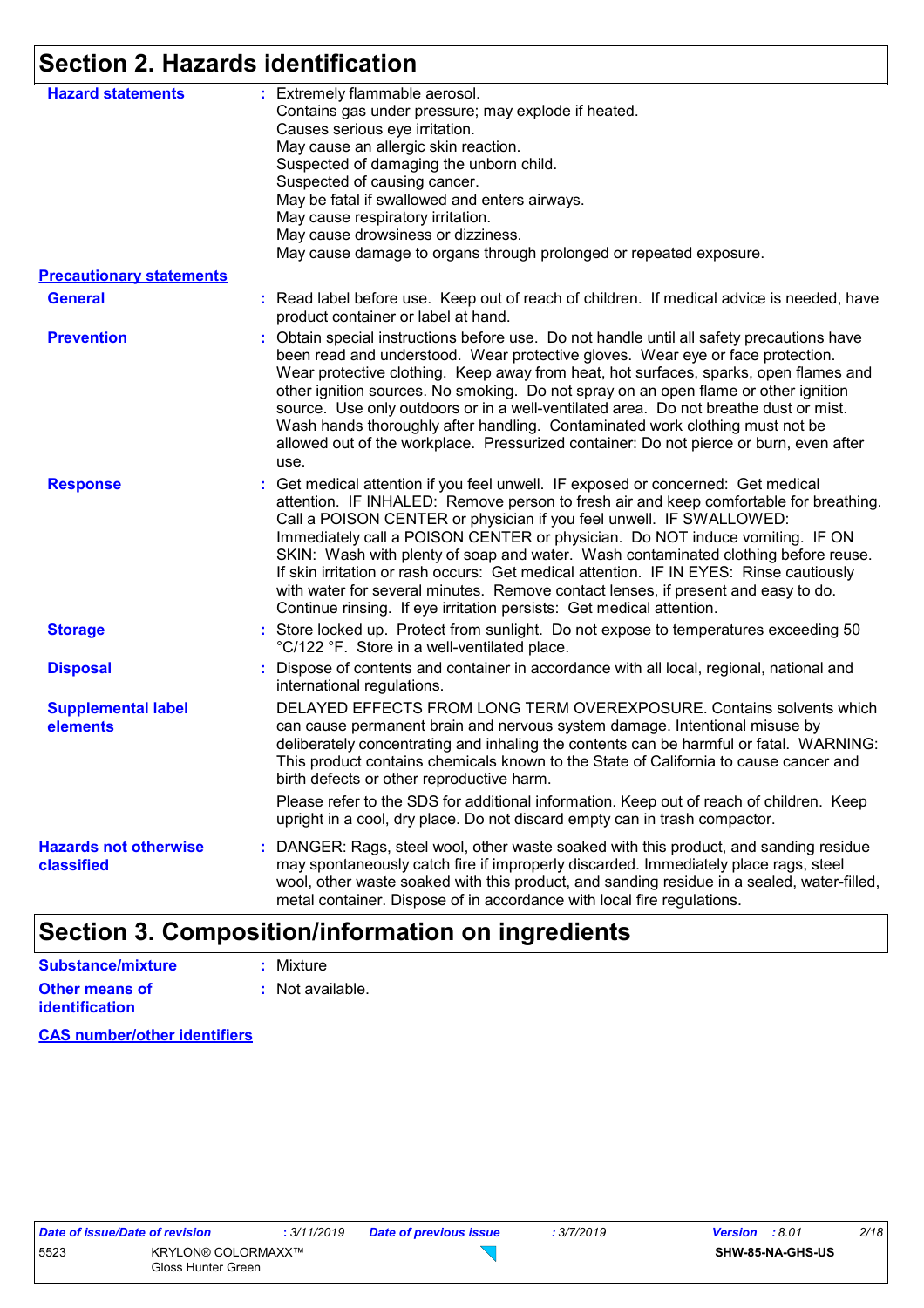## Section 2. Hazards identification

**Hazard statements** : Extremely flammable aerosol.
Contains gas under pressure; may explode if heated.
Causes serious eye irritation.
May cause an allergic skin reaction.
Suspected of damaging the unborn child.
Suspected of causing cancer.
May be fatal if swallowed and enters airways.
May cause respiratory irritation.
May cause drowsiness or dizziness.
May cause damage to organs through prolonged or repeated exposure.

**Precautionary statements**

**General** : Read label before use. Keep out of reach of children. If medical advice is needed, have product container or label at hand.

**Prevention** : Obtain special instructions before use. Do not handle until all safety precautions have been read and understood. Wear protective gloves. Wear eye or face protection. Wear protective clothing. Keep away from heat, hot surfaces, sparks, open flames and other ignition sources. No smoking. Do not spray on an open flame or other ignition source. Use only outdoors or in a well-ventilated area. Do not breathe dust or mist. Wash hands thoroughly after handling. Contaminated work clothing must not be allowed out of the workplace. Pressurized container: Do not pierce or burn, even after use.

**Response** : Get medical attention if you feel unwell. IF exposed or concerned: Get medical attention. IF INHALED: Remove person to fresh air and keep comfortable for breathing. Call a POISON CENTER or physician if you feel unwell. IF SWALLOWED: Immediately call a POISON CENTER or physician. Do NOT induce vomiting. IF ON SKIN: Wash with plenty of soap and water. Wash contaminated clothing before reuse. If skin irritation or rash occurs: Get medical attention. IF IN EYES: Rinse cautiously with water for several minutes. Remove contact lenses, if present and easy to do. Continue rinsing. If eye irritation persists: Get medical attention.

**Storage** : Store locked up. Protect from sunlight. Do not expose to temperatures exceeding 50 °C/122 °F. Store in a well-ventilated place.

**Disposal** : Dispose of contents and container in accordance with all local, regional, national and international regulations.

**Supplemental label elements**

DELAYED EFFECTS FROM LONG TERM OVEREXPOSURE. Contains solvents which can cause permanent brain and nervous system damage. Intentional misuse by deliberately concentrating and inhaling the contents can be harmful or fatal. WARNING: This product contains chemicals known to the State of California to cause cancer and birth defects or other reproductive harm.

Please refer to the SDS for additional information. Keep out of reach of children. Keep upright in a cool, dry place. Do not discard empty can in trash compactor.

**Hazards not otherwise classified** : DANGER: Rags, steel wool, other waste soaked with this product, and sanding residue may spontaneously catch fire if improperly discarded. Immediately place rags, steel wool, other waste soaked with this product, and sanding residue in a sealed, water-filled, metal container. Dispose of in accordance with local fire regulations.

## Section 3. Composition/information on ingredients

**Substance/mixture** : Mixture

**Other means of identification** : Not available.

**CAS number/other identifiers**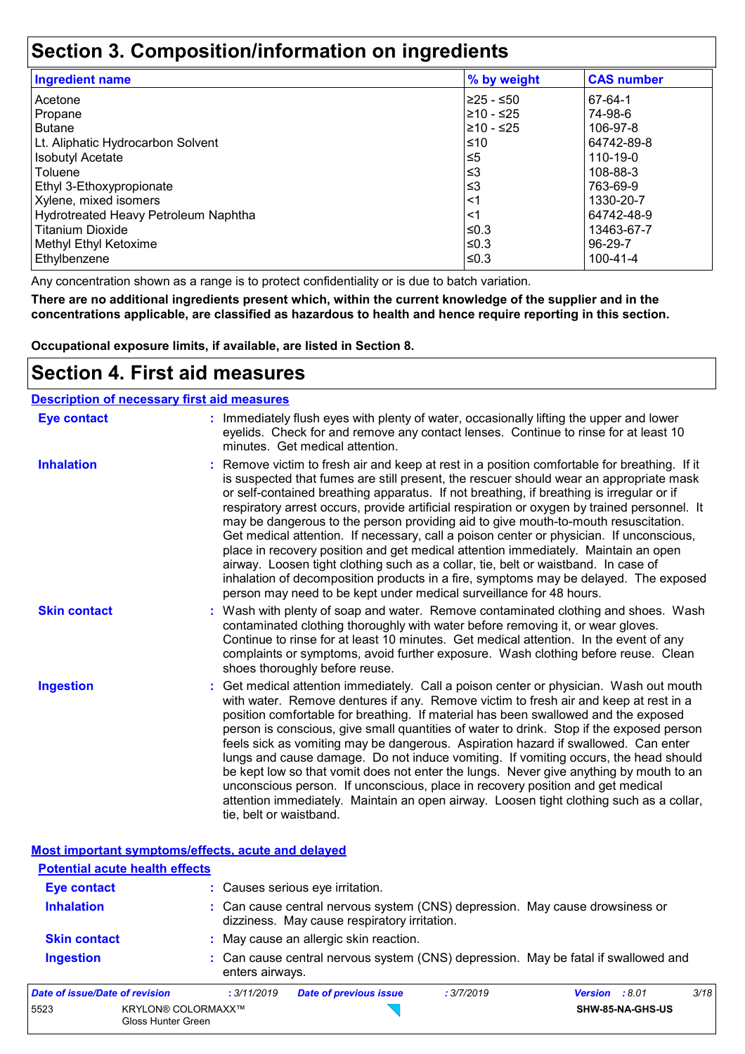# Section 3. Composition/information on ingredients

| Ingredient name | % by weight | CAS number |
|---|---|---|
| Acetone | ≥25 - ≤50 | 67-64-1 |
| Propane | ≥10 - ≤25 | 74-98-6 |
| Butane | ≥10 - ≤25 | 106-97-8 |
| Lt. Aliphatic Hydrocarbon Solvent | ≤10 | 64742-89-8 |
| Isobutyl Acetate | ≤5 | 110-19-0 |
| Toluene | ≤3 | 108-88-3 |
| Ethyl 3-Ethoxypropionate | ≤3 | 763-69-9 |
| Xylene, mixed isomers | <1 | 1330-20-7 |
| Hydrotreated Heavy Petroleum Naphtha | <1 | 64742-48-9 |
| Titanium Dioxide | ≤0.3 | 13463-67-7 |
| Methyl Ethyl Ketoxime | ≤0.3 | 96-29-7 |
| Ethylbenzene | ≤0.3 | 100-41-4 |

Any concentration shown as a range is to protect confidentiality or is due to batch variation.

**There are no additional ingredients present which, within the current knowledge of the supplier and in the concentrations applicable, are classified as hazardous to health and hence require reporting in this section.**

**Occupational exposure limits, if available, are listed in Section 8.**

# Section 4. First aid measures

## Description of necessary first aid measures

**Eye contact** : Immediately flush eyes with plenty of water, occasionally lifting the upper and lower eyelids. Check for and remove any contact lenses. Continue to rinse for at least 10 minutes. Get medical attention.

**Inhalation** : Remove victim to fresh air and keep at rest in a position comfortable for breathing. If it is suspected that fumes are still present, the rescuer should wear an appropriate mask or self-contained breathing apparatus. If not breathing, if breathing is irregular or if respiratory arrest occurs, provide artificial respiration or oxygen by trained personnel. It may be dangerous to the person providing aid to give mouth-to-mouth resuscitation. Get medical attention. If necessary, call a poison center or physician. If unconscious, place in recovery position and get medical attention immediately. Maintain an open airway. Loosen tight clothing such as a collar, tie, belt or waistband. In case of inhalation of decomposition products in a fire, symptoms may be delayed. The exposed person may need to be kept under medical surveillance for 48 hours.

**Skin contact** : Wash with plenty of soap and water. Remove contaminated clothing and shoes. Wash contaminated clothing thoroughly with water before removing it, or wear gloves. Continue to rinse for at least 10 minutes. Get medical attention. In the event of any complaints or symptoms, avoid further exposure. Wash clothing before reuse. Clean shoes thoroughly before reuse.

**Ingestion** : Get medical attention immediately. Call a poison center or physician. Wash out mouth with water. Remove dentures if any. Remove victim to fresh air and keep at rest in a position comfortable for breathing. If material has been swallowed and the exposed person is conscious, give small quantities of water to drink. Stop if the exposed person feels sick as vomiting may be dangerous. Aspiration hazard if swallowed. Can enter lungs and cause damage. Do not induce vomiting. If vomiting occurs, the head should be kept low so that vomit does not enter the lungs. Never give anything by mouth to an unconscious person. If unconscious, place in recovery position and get medical attention immediately. Maintain an open airway. Loosen tight clothing such as a collar, tie, belt or waistband.

## Most important symptoms/effects, acute and delayed

### Potential acute health effects

**Eye contact** : Causes serious eye irritation.

**Inhalation** : Can cause central nervous system (CNS) depression. May cause drowsiness or dizziness. May cause respiratory irritation.

**Skin contact** : May cause an allergic skin reaction.

**Ingestion** : Can cause central nervous system (CNS) depression. May be fatal if swallowed and enters airways.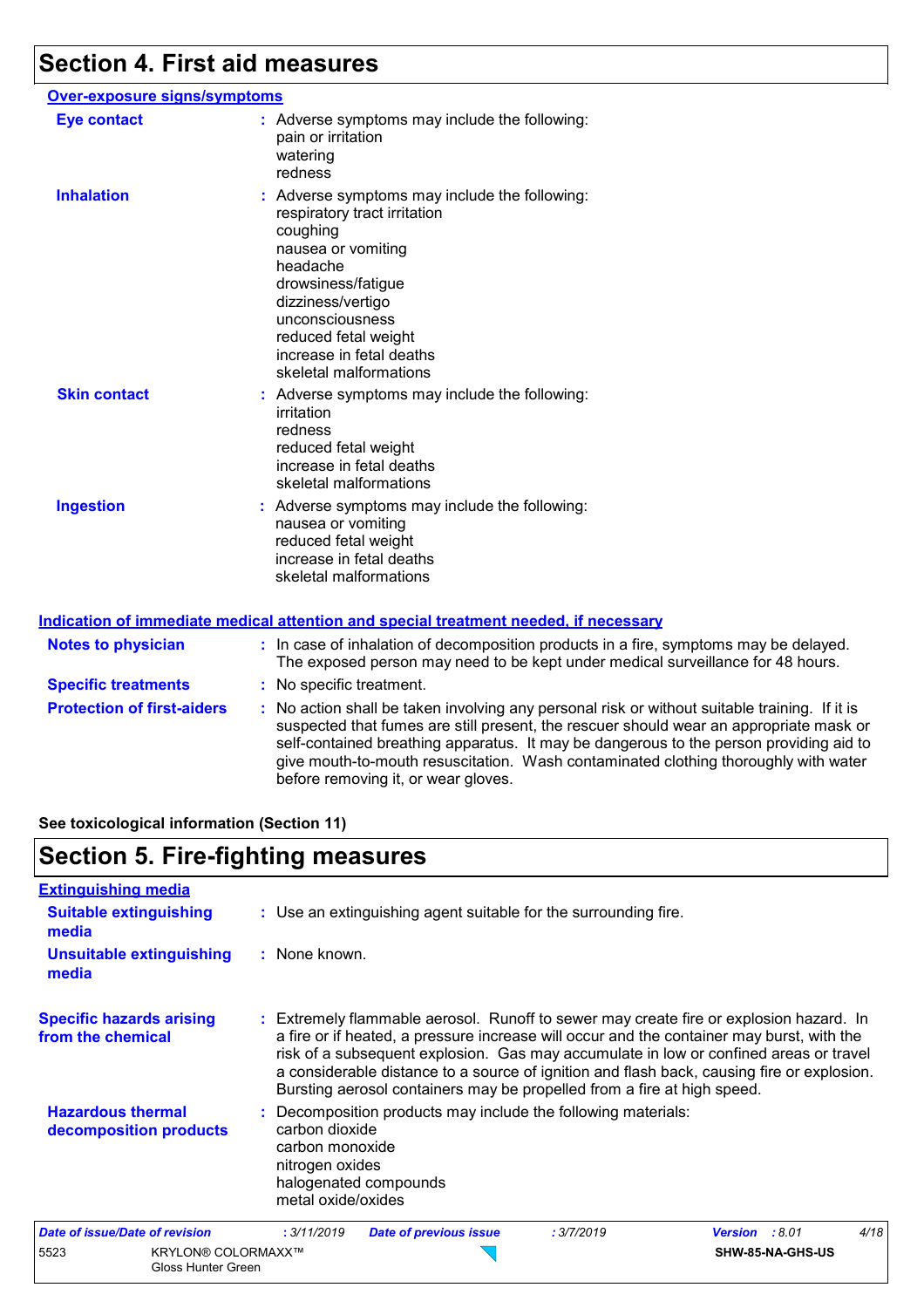# Section 4. First aid measures

## Over-exposure signs/symptoms

**Eye contact** : Adverse symptoms may include the following:
pain or irritation
watering
redness

**Inhalation** : Adverse symptoms may include the following:
respiratory tract irritation
coughing
nausea or vomiting
headache
drowsiness/fatigue
dizziness/vertigo
unconsciousness
reduced fetal weight
increase in fetal deaths
skeletal malformations

**Skin contact** : Adverse symptoms may include the following:
irritation
redness
reduced fetal weight
increase in fetal deaths
skeletal malformations

**Ingestion** : Adverse symptoms may include the following:
nausea or vomiting
reduced fetal weight
increase in fetal deaths
skeletal malformations

## Indication of immediate medical attention and special treatment needed, if necessary

**Notes to physician** : In case of inhalation of decomposition products in a fire, symptoms may be delayed. The exposed person may need to be kept under medical surveillance for 48 hours.

**Specific treatments** : No specific treatment.

**Protection of first-aiders** : No action shall be taken involving any personal risk or without suitable training. If it is suspected that fumes are still present, the rescuer should wear an appropriate mask or self-contained breathing apparatus. It may be dangerous to the person providing aid to give mouth-to-mouth resuscitation. Wash contaminated clothing thoroughly with water before removing it, or wear gloves.

**See toxicological information (Section 11)**

# Section 5. Fire-fighting measures

## Extinguishing media

**Suitable extinguishing media** : Use an extinguishing agent suitable for the surrounding fire.

**Unsuitable extinguishing media** : None known.

**Specific hazards arising from the chemical** : Extremely flammable aerosol. Runoff to sewer may create fire or explosion hazard. In a fire or if heated, a pressure increase will occur and the container may burst, with the risk of a subsequent explosion. Gas may accumulate in low or confined areas or travel a considerable distance to a source of ignition and flash back, causing fire or explosion. Bursting aerosol containers may be propelled from a fire at high speed.

**Hazardous thermal decomposition products** : Decomposition products may include the following materials:
carbon dioxide
carbon monoxide
nitrogen oxides
halogenated compounds
metal oxide/oxides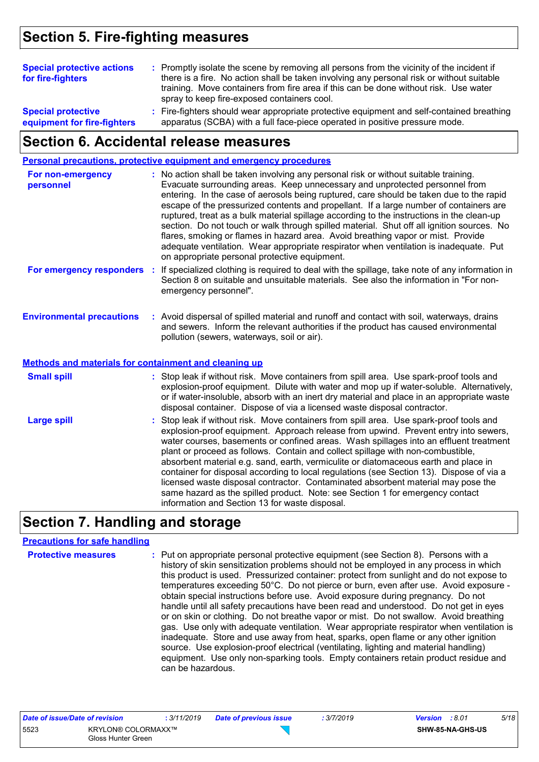## Section 5. Fire-fighting measures

**Special protective actions for fire-fighters** : Promptly isolate the scene by removing all persons from the vicinity of the incident if there is a fire. No action shall be taken involving any personal risk or without suitable training. Move containers from fire area if this can be done without risk. Use water spray to keep fire-exposed containers cool.

**Special protective equipment for fire-fighters** : Fire-fighters should wear appropriate protective equipment and self-contained breathing apparatus (SCBA) with a full face-piece operated in positive pressure mode.

## Section 6. Accidental release measures

### Personal precautions, protective equipment and emergency procedures

**For non-emergency personnel** : No action shall be taken involving any personal risk or without suitable training. Evacuate surrounding areas. Keep unnecessary and unprotected personnel from entering. In the case of aerosols being ruptured, care should be taken due to the rapid escape of the pressurized contents and propellant. If a large number of containers are ruptured, treat as a bulk material spillage according to the instructions in the clean-up section. Do not touch or walk through spilled material. Shut off all ignition sources. No flares, smoking or flames in hazard area. Avoid breathing vapor or mist. Provide adequate ventilation. Wear appropriate respirator when ventilation is inadequate. Put on appropriate personal protective equipment.

**For emergency responders** : If specialized clothing is required to deal with the spillage, take note of any information in Section 8 on suitable and unsuitable materials. See also the information in "For non-emergency personnel".

**Environmental precautions** : Avoid dispersal of spilled material and runoff and contact with soil, waterways, drains and sewers. Inform the relevant authorities if the product has caused environmental pollution (sewers, waterways, soil or air).

### Methods and materials for containment and cleaning up

**Small spill** : Stop leak if without risk. Move containers from spill area. Use spark-proof tools and explosion-proof equipment. Dilute with water and mop up if water-soluble. Alternatively, or if water-insoluble, absorb with an inert dry material and place in an appropriate waste disposal container. Dispose of via a licensed waste disposal contractor.

**Large spill** : Stop leak if without risk. Move containers from spill area. Use spark-proof tools and explosion-proof equipment. Approach release from upwind. Prevent entry into sewers, water courses, basements or confined areas. Wash spillages into an effluent treatment plant or proceed as follows. Contain and collect spillage with non-combustible, absorbent material e.g. sand, earth, vermiculite or diatomaceous earth and place in container for disposal according to local regulations (see Section 13). Dispose of via a licensed waste disposal contractor. Contaminated absorbent material may pose the same hazard as the spilled product. Note: see Section 1 for emergency contact information and Section 13 for waste disposal.

## Section 7. Handling and storage

### Precautions for safe handling

**Protective measures** : Put on appropriate personal protective equipment (see Section 8). Persons with a history of skin sensitization problems should not be employed in any process in which this product is used. Pressurized container: protect from sunlight and do not expose to temperatures exceeding 50°C. Do not pierce or burn, even after use. Avoid exposure - obtain special instructions before use. Avoid exposure during pregnancy. Do not handle until all safety precautions have been read and understood. Do not get in eyes or on skin or clothing. Do not breathe vapor or mist. Do not swallow. Avoid breathing gas. Use only with adequate ventilation. Wear appropriate respirator when ventilation is inadequate. Store and use away from heat, sparks, open flame or any other ignition source. Use explosion-proof electrical (ventilating, lighting and material handling) equipment. Use only non-sparking tools. Empty containers retain product residue and can be hazardous.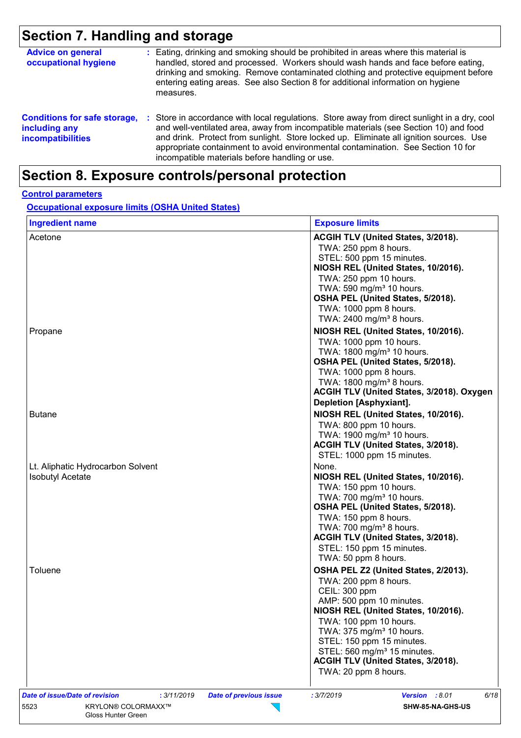## Section 7. Handling and storage

**Advice on general occupational hygiene** : Eating, drinking and smoking should be prohibited in areas where this material is handled, stored and processed. Workers should wash hands and face before eating, drinking and smoking. Remove contaminated clothing and protective equipment before entering eating areas. See also Section 8 for additional information on hygiene measures.

**Conditions for safe storage, including any incompatibilities** : Store in accordance with local regulations. Store away from direct sunlight in a dry, cool and well-ventilated area, away from incompatible materials (see Section 10) and food and drink. Protect from sunlight. Store locked up. Eliminate all ignition sources. Use appropriate containment to avoid environmental contamination. See Section 10 for incompatible materials before handling or use.

## Section 8. Exposure controls/personal protection

**Control parameters**

**Occupational exposure limits (OSHA United States)**

| Ingredient name | Exposure limits |
|---|---|
| Acetone | **ACGIH TLV (United States, 3/2018).**<br>TWA: 250 ppm 8 hours.<br>STEL: 500 ppm 15 minutes.<br>**NIOSH REL (United States, 10/2016).**<br>TWA: 250 ppm 10 hours.<br>TWA: 590 mg/m³ 10 hours.<br>**OSHA PEL (United States, 5/2018).**<br>TWA: 1000 ppm 8 hours.<br>TWA: 2400 mg/m³ 8 hours. |
| Propane | **NIOSH REL (United States, 10/2016).**<br>TWA: 1000 ppm 10 hours.<br>TWA: 1800 mg/m³ 10 hours.<br>**OSHA PEL (United States, 5/2018).**<br>TWA: 1000 ppm 8 hours.<br>TWA: 1800 mg/m³ 8 hours.<br>**ACGIH TLV (United States, 3/2018). Oxygen Depletion [Asphyxiant].** |
| Butane | **NIOSH REL (United States, 10/2016).**<br>TWA: 800 ppm 10 hours.<br>TWA: 1900 mg/m³ 10 hours.<br>**ACGIH TLV (United States, 3/2018).**<br>STEL: 1000 ppm 15 minutes. |
| Lt. Aliphatic Hydrocarbon Solvent | None. |
| Isobutyl Acetate | **NIOSH REL (United States, 10/2016).**<br>TWA: 150 ppm 10 hours.<br>TWA: 700 mg/m³ 10 hours.<br>**OSHA PEL (United States, 5/2018).**<br>TWA: 150 ppm 8 hours.<br>TWA: 700 mg/m³ 8 hours.<br>**ACGIH TLV (United States, 3/2018).**<br>STEL: 150 ppm 15 minutes.<br>TWA: 50 ppm 8 hours. |
| Toluene | **OSHA PEL Z2 (United States, 2/2013).**<br>TWA: 200 ppm 8 hours.<br>CEIL: 300 ppm<br>AMP: 500 ppm 10 minutes.<br>**NIOSH REL (United States, 10/2016).**<br>TWA: 100 ppm 10 hours.<br>TWA: 375 mg/m³ 10 hours.<br>STEL: 150 ppm 15 minutes.<br>STEL: 560 mg/m³ 15 minutes.<br>**ACGIH TLV (United States, 3/2018).**<br>TWA: 20 ppm 8 hours. |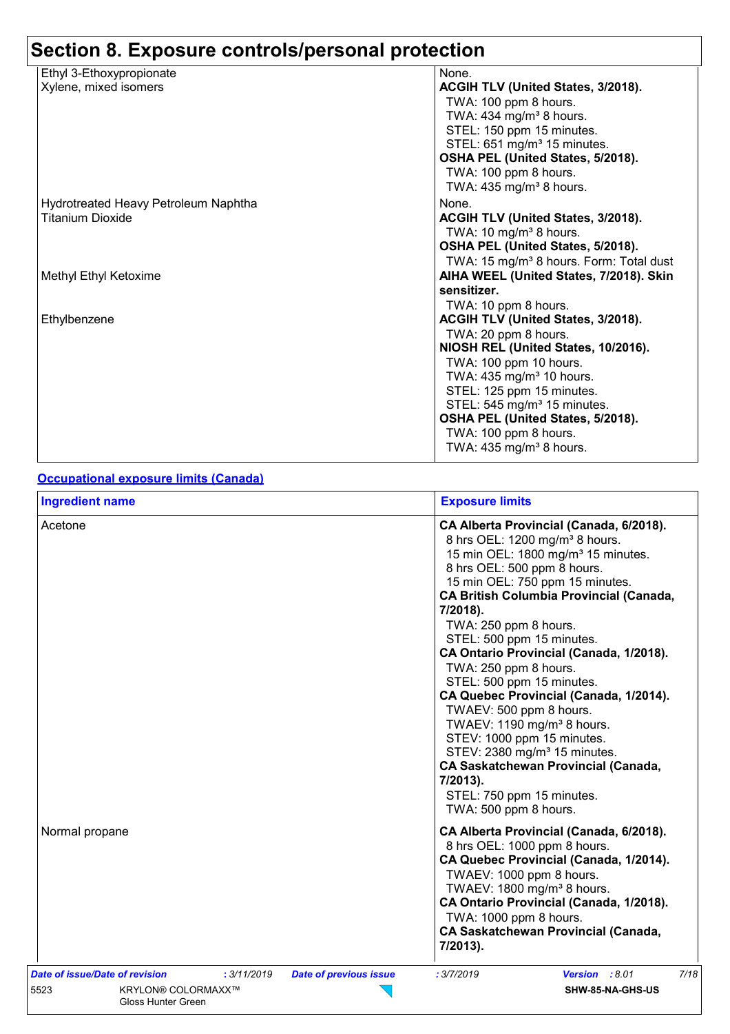## Section 8. Exposure controls/personal protection

| | |
|---|---|
| Ethyl 3-Ethoxypropionate | None. |
| Xylene, mixed isomers | **ACGIH TLV (United States, 3/2018).**<br>TWA: 100 ppm 8 hours.<br>TWA: 434 mg/m³ 8 hours.<br>STEL: 150 ppm 15 minutes.<br>STEL: 651 mg/m³ 15 minutes.<br>**OSHA PEL (United States, 5/2018).**<br>TWA: 100 ppm 8 hours.<br>TWA: 435 mg/m³ 8 hours. |
| Hydrotreated Heavy Petroleum Naphtha | None. |
| Titanium Dioxide | **ACGIH TLV (United States, 3/2018).**<br>TWA: 10 mg/m³ 8 hours.<br>**OSHA PEL (United States, 5/2018).**<br>TWA: 15 mg/m³ 8 hours. Form: Total dust |
| Methyl Ethyl Ketoxime | **AIHA WEEL (United States, 7/2018). Skin sensitizer.**<br>TWA: 10 ppm 8 hours. |
| Ethylbenzene | **ACGIH TLV (United States, 3/2018).**<br>TWA: 20 ppm 8 hours.<br>**NIOSH REL (United States, 10/2016).**<br>TWA: 100 ppm 10 hours.<br>TWA: 435 mg/m³ 10 hours.<br>STEL: 125 ppm 15 minutes.<br>STEL: 545 mg/m³ 15 minutes.<br>**OSHA PEL (United States, 5/2018).**<br>TWA: 100 ppm 8 hours.<br>TWA: 435 mg/m³ 8 hours. |

**Occupational exposure limits (Canada)**

| Ingredient name | Exposure limits |
|---|---|
| Acetone | **CA Alberta Provincial (Canada, 6/2018).**<br>8 hrs OEL: 1200 mg/m³ 8 hours.<br>15 min OEL: 1800 mg/m³ 15 minutes.<br>8 hrs OEL: 500 ppm 8 hours.<br>15 min OEL: 750 ppm 15 minutes.<br>**CA British Columbia Provincial (Canada, 7/2018).**<br>TWA: 250 ppm 8 hours.<br>STEL: 500 ppm 15 minutes.<br>**CA Ontario Provincial (Canada, 1/2018).**<br>TWA: 250 ppm 8 hours.<br>STEL: 500 ppm 15 minutes.<br>**CA Quebec Provincial (Canada, 1/2014).**<br>TWAEV: 500 ppm 8 hours.<br>TWAEV: 1190 mg/m³ 8 hours.<br>STEV: 1000 ppm 15 minutes.<br>STEV: 2380 mg/m³ 15 minutes.<br>**CA Saskatchewan Provincial (Canada, 7/2013).**<br>STEL: 750 ppm 15 minutes.<br>TWA: 500 ppm 8 hours. |
| Normal propane | **CA Alberta Provincial (Canada, 6/2018).**<br>8 hrs OEL: 1000 ppm 8 hours.<br>**CA Quebec Provincial (Canada, 1/2014).**<br>TWAEV: 1000 ppm 8 hours.<br>TWAEV: 1800 mg/m³ 8 hours.<br>**CA Ontario Provincial (Canada, 1/2018).**<br>TWA: 1000 ppm 8 hours.<br>**CA Saskatchewan Provincial (Canada, 7/2013).** |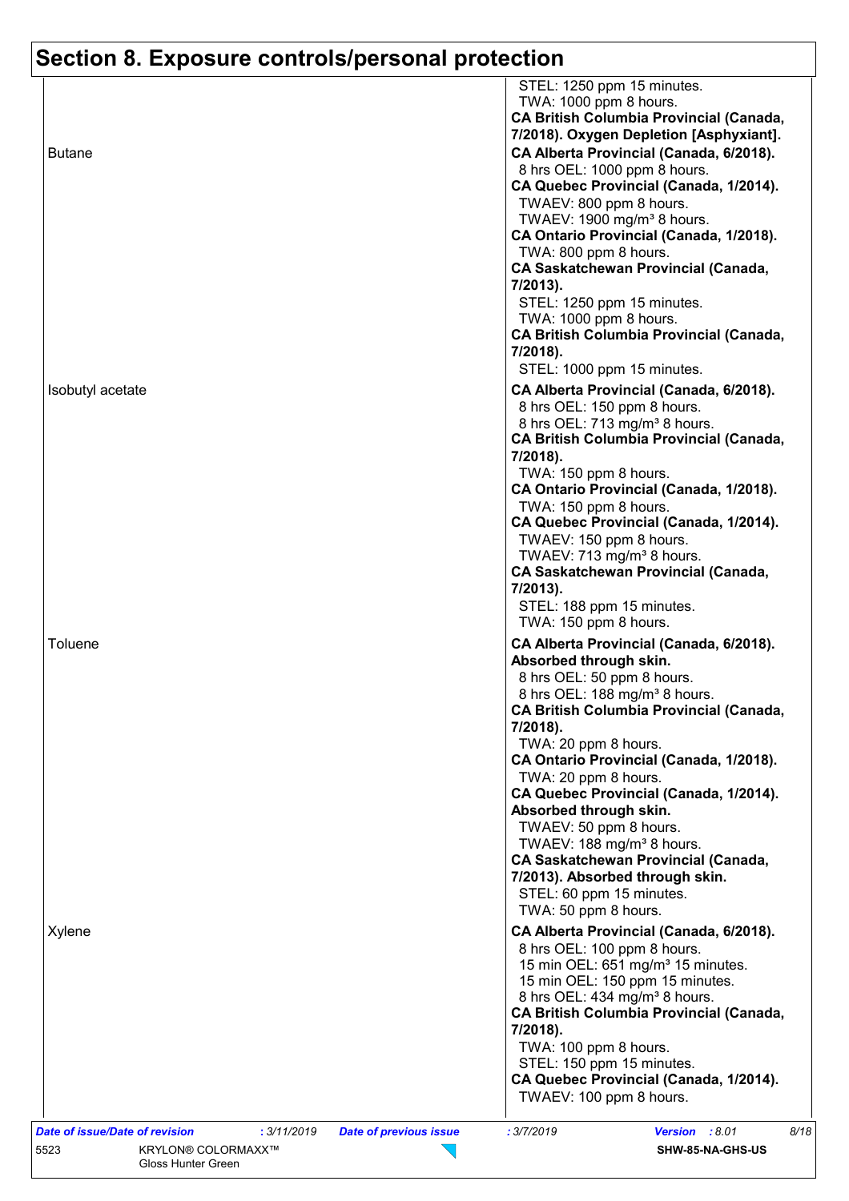## Section 8. Exposure controls/personal protection

| | |
|---|---|
| | STEL: 1250 ppm 15 minutes.<br>TWA: 1000 ppm 8 hours.<br>**CA British Columbia Provincial (Canada, 7/2018). Oxygen Depletion [Asphyxiant].** |
| Butane | **CA Alberta Provincial (Canada, 6/2018).**<br>8 hrs OEL: 1000 ppm 8 hours.<br>**CA Quebec Provincial (Canada, 1/2014).**<br>TWAEV: 800 ppm 8 hours.<br>TWAEV: 1900 mg/m³ 8 hours.<br>**CA Ontario Provincial (Canada, 1/2018).**<br>TWA: 800 ppm 8 hours.<br>**CA Saskatchewan Provincial (Canada, 7/2013).**<br>STEL: 1250 ppm 15 minutes.<br>TWA: 1000 ppm 8 hours.<br>**CA British Columbia Provincial (Canada, 7/2018).**<br>STEL: 1000 ppm 15 minutes. |
| Isobutyl acetate | **CA Alberta Provincial (Canada, 6/2018).**<br>8 hrs OEL: 150 ppm 8 hours.<br>8 hrs OEL: 713 mg/m³ 8 hours.<br>**CA British Columbia Provincial (Canada, 7/2018).**<br>TWA: 150 ppm 8 hours.<br>**CA Ontario Provincial (Canada, 1/2018).**<br>TWA: 150 ppm 8 hours.<br>**CA Quebec Provincial (Canada, 1/2014).**<br>TWAEV: 150 ppm 8 hours.<br>TWAEV: 713 mg/m³ 8 hours.<br>**CA Saskatchewan Provincial (Canada, 7/2013).**<br>STEL: 188 ppm 15 minutes.<br>TWA: 150 ppm 8 hours. |
| Toluene | **CA Alberta Provincial (Canada, 6/2018). Absorbed through skin.**<br>8 hrs OEL: 50 ppm 8 hours.<br>8 hrs OEL: 188 mg/m³ 8 hours.<br>**CA British Columbia Provincial (Canada, 7/2018).**<br>TWA: 20 ppm 8 hours.<br>**CA Ontario Provincial (Canada, 1/2018).**<br>TWA: 20 ppm 8 hours.<br>**CA Quebec Provincial (Canada, 1/2014). Absorbed through skin.**<br>TWAEV: 50 ppm 8 hours.<br>TWAEV: 188 mg/m³ 8 hours.<br>**CA Saskatchewan Provincial (Canada, 7/2013). Absorbed through skin.**<br>STEL: 60 ppm 15 minutes.<br>TWA: 50 ppm 8 hours. |
| Xylene | **CA Alberta Provincial (Canada, 6/2018).**<br>8 hrs OEL: 100 ppm 8 hours.<br>15 min OEL: 651 mg/m³ 15 minutes.<br>15 min OEL: 150 ppm 15 minutes.<br>8 hrs OEL: 434 mg/m³ 8 hours.<br>**CA British Columbia Provincial (Canada, 7/2018).**<br>TWA: 100 ppm 8 hours.<br>STEL: 150 ppm 15 minutes.<br>**CA Quebec Provincial (Canada, 1/2014).**<br>TWAEV: 100 ppm 8 hours. |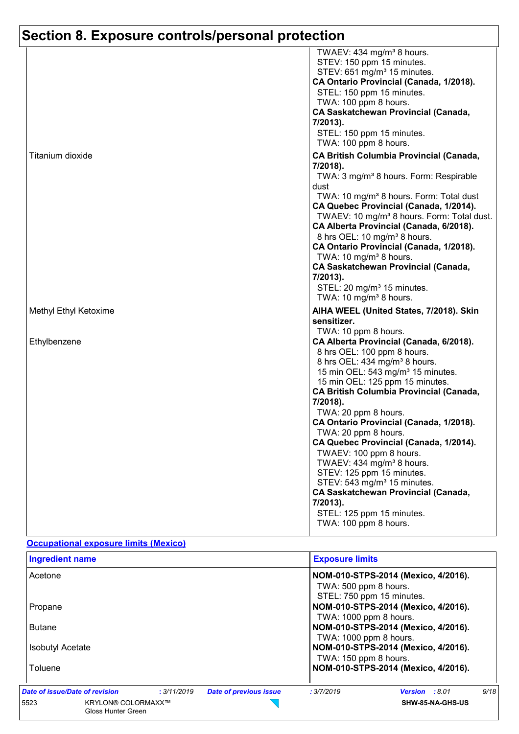# Section 8. Exposure controls/personal protection

| Ingredient name | Exposure limits |
|---|---|
| | TWAEV: 434 mg/m³ 8 hours.<br>STEV: 150 ppm 15 minutes.<br>STEV: 651 mg/m³ 15 minutes.<br>**CA Ontario Provincial (Canada, 1/2018).**<br>STEL: 150 ppm 15 minutes.<br>TWA: 100 ppm 8 hours.<br>**CA Saskatchewan Provincial (Canada, 7/2013).**<br>STEL: 150 ppm 15 minutes.<br>TWA: 100 ppm 8 hours. |
| Titanium dioxide | **CA British Columbia Provincial (Canada, 7/2018).**<br>TWA: 3 mg/m³ 8 hours. Form: Respirable dust<br>TWA: 10 mg/m³ 8 hours. Form: Total dust<br>**CA Quebec Provincial (Canada, 1/2014).**<br>TWAEV: 10 mg/m³ 8 hours. Form: Total dust.<br>**CA Alberta Provincial (Canada, 6/2018).**<br>8 hrs OEL: 10 mg/m³ 8 hours.<br>**CA Ontario Provincial (Canada, 1/2018).**<br>TWA: 10 mg/m³ 8 hours.<br>**CA Saskatchewan Provincial (Canada, 7/2013).**<br>STEL: 20 mg/m³ 15 minutes.<br>TWA: 10 mg/m³ 8 hours. |
| Methyl Ethyl Ketoxime | **AIHA WEEL (United States, 7/2018). Skin sensitizer.**<br>TWA: 10 ppm 8 hours. |
| Ethylbenzene | **CA Alberta Provincial (Canada, 6/2018).**<br>8 hrs OEL: 100 ppm 8 hours.<br>8 hrs OEL: 434 mg/m³ 8 hours.<br>15 min OEL: 543 mg/m³ 15 minutes.<br>15 min OEL: 125 ppm 15 minutes.<br>**CA British Columbia Provincial (Canada, 7/2018).**<br>TWA: 20 ppm 8 hours.<br>**CA Ontario Provincial (Canada, 1/2018).**<br>TWA: 20 ppm 8 hours.<br>**CA Quebec Provincial (Canada, 1/2014).**<br>TWAEV: 100 ppm 8 hours.<br>TWAEV: 434 mg/m³ 8 hours.<br>STEV: 125 ppm 15 minutes.<br>STEV: 543 mg/m³ 15 minutes.<br>**CA Saskatchewan Provincial (Canada, 7/2013).**<br>STEL: 125 ppm 15 minutes.<br>TWA: 100 ppm 8 hours. |

**Occupational exposure limits (Mexico)**

| Ingredient name | Exposure limits |
|---|---|
| Acetone | **NOM-010-STPS-2014 (Mexico, 4/2016).**<br>TWA: 500 ppm 8 hours.<br>STEL: 750 ppm 15 minutes. |
| Propane | **NOM-010-STPS-2014 (Mexico, 4/2016).**<br>TWA: 1000 ppm 8 hours. |
| Butane | **NOM-010-STPS-2014 (Mexico, 4/2016).**<br>TWA: 1000 ppm 8 hours. |
| Isobutyl Acetate | **NOM-010-STPS-2014 (Mexico, 4/2016).**<br>TWA: 150 ppm 8 hours. |
| Toluene | **NOM-010-STPS-2014 (Mexico, 4/2016).** |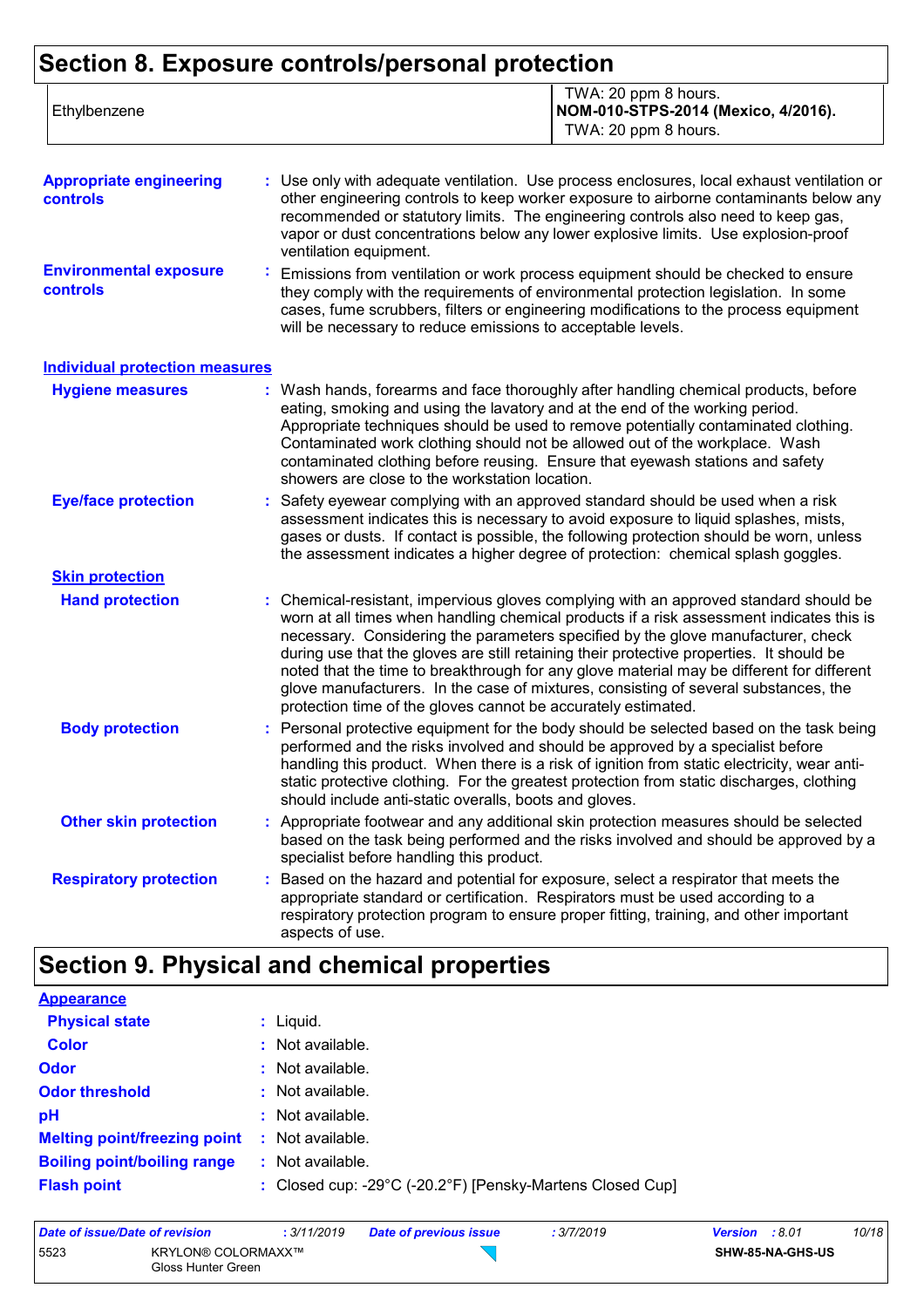## Section 8. Exposure controls/personal protection

| | |
|---|---|
| Ethylbenzene | TWA: 20 ppm 8 hours.<br>**NOM-010-STPS-2014 (Mexico, 4/2016).**<br>TWA: 20 ppm 8 hours. |

**Appropriate engineering controls** : Use only with adequate ventilation. Use process enclosures, local exhaust ventilation or other engineering controls to keep worker exposure to airborne contaminants below any recommended or statutory limits. The engineering controls also need to keep gas, vapor or dust concentrations below any lower explosive limits. Use explosion-proof ventilation equipment.

**Environmental exposure controls** : Emissions from ventilation or work process equipment should be checked to ensure they comply with the requirements of environmental protection legislation. In some cases, fume scrubbers, filters or engineering modifications to the process equipment will be necessary to reduce emissions to acceptable levels.

### Individual protection measures

**Hygiene measures** : Wash hands, forearms and face thoroughly after handling chemical products, before eating, smoking and using the lavatory and at the end of the working period. Appropriate techniques should be used to remove potentially contaminated clothing. Contaminated work clothing should not be allowed out of the workplace. Wash contaminated clothing before reusing. Ensure that eyewash stations and safety showers are close to the workstation location.

**Eye/face protection** : Safety eyewear complying with an approved standard should be used when a risk assessment indicates this is necessary to avoid exposure to liquid splashes, mists, gases or dusts. If contact is possible, the following protection should be worn, unless the assessment indicates a higher degree of protection: chemical splash goggles.

#### Skin protection

**Hand protection** : Chemical-resistant, impervious gloves complying with an approved standard should be worn at all times when handling chemical products if a risk assessment indicates this is necessary. Considering the parameters specified by the glove manufacturer, check during use that the gloves are still retaining their protective properties. It should be noted that the time to breakthrough for any glove material may be different for different glove manufacturers. In the case of mixtures, consisting of several substances, the protection time of the gloves cannot be accurately estimated.

**Body protection** : Personal protective equipment for the body should be selected based on the task being performed and the risks involved and should be approved by a specialist before handling this product. When there is a risk of ignition from static electricity, wear anti-static protective clothing. For the greatest protection from static discharges, clothing should include anti-static overalls, boots and gloves.

**Other skin protection** : Appropriate footwear and any additional skin protection measures should be selected based on the task being performed and the risks involved and should be approved by a specialist before handling this product.

**Respiratory protection** : Based on the hazard and potential for exposure, select a respirator that meets the appropriate standard or certification. Respirators must be used according to a respiratory protection program to ensure proper fitting, training, and other important aspects of use.

## Section 9. Physical and chemical properties

### Appearance

**Physical state** : Liquid.

**Color** : Not available.

**Odor** : Not available.

**Odor threshold** : Not available.

**pH** : Not available.

**Melting point/freezing point** : Not available.

**Boiling point/boiling range** : Not available.

**Flash point** : Closed cup: -29°C (-20.2°F) [Pensky-Martens Closed Cup]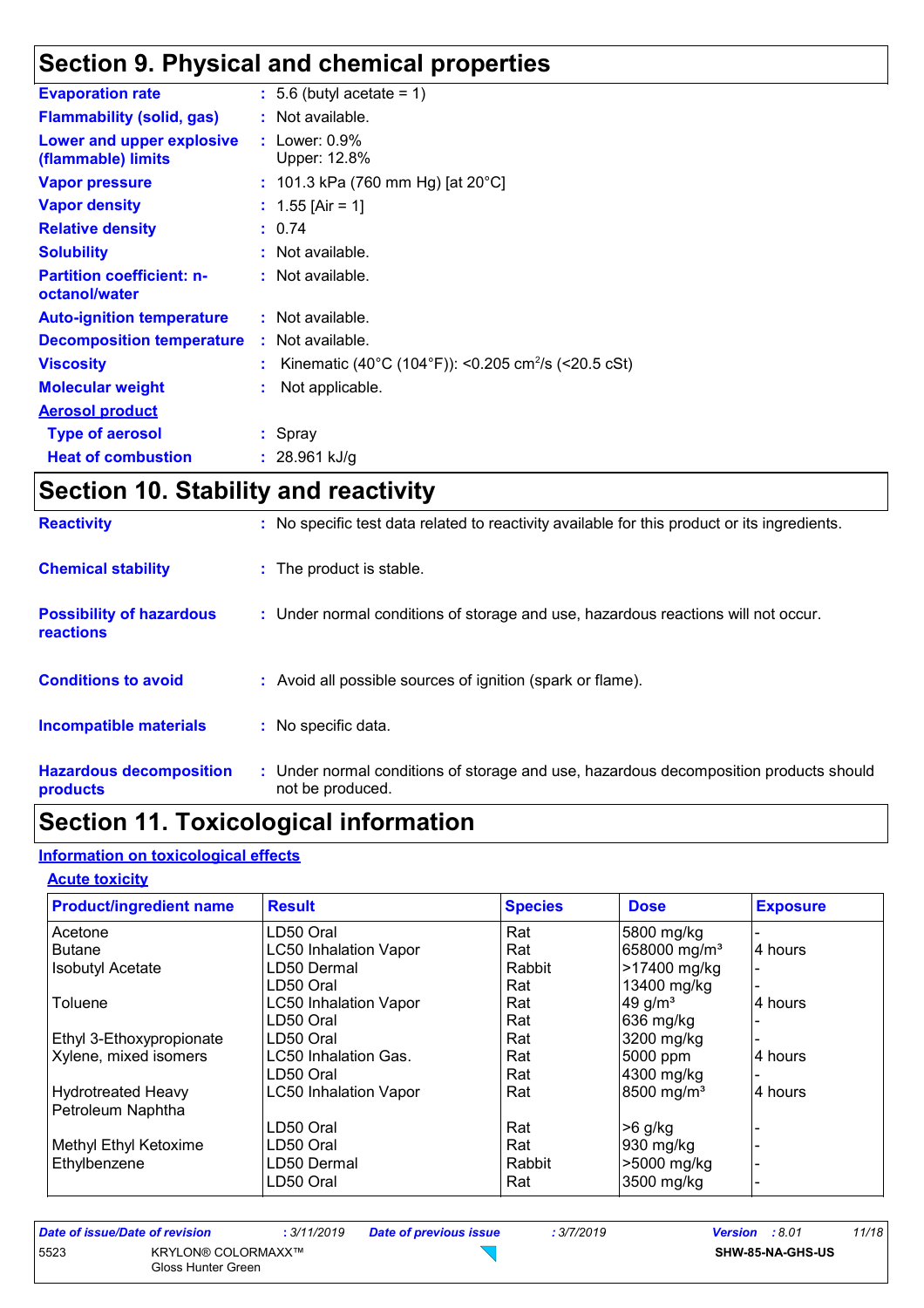## Section 9. Physical and chemical properties

| | |
|---|---|
| **Evaporation rate** | : 5.6 (butyl acetate = 1) |
| **Flammability (solid, gas)** | : Not available. |
| **Lower and upper explosive (flammable) limits** | : Lower: 0.9%<br>Upper: 12.8% |
| **Vapor pressure** | : 101.3 kPa (760 mm Hg) [at 20°C] |
| **Vapor density** | : 1.55 [Air = 1] |
| **Relative density** | : 0.74 |
| **Solubility** | : Not available. |
| **Partition coefficient: n-octanol/water** | : Not available. |
| **Auto-ignition temperature** | : Not available. |
| **Decomposition temperature** | : Not available. |
| **Viscosity** | : Kinematic (40°C (104°F)): <0.205 $cm^2$/s (<20.5 cSt) |
| **Molecular weight** | : Not applicable. |

**Aerosol product**

| | |
|---|---|
| **Type of aerosol** | : Spray |
| **Heat of combustion** | : 28.961 kJ/g |

## Section 10. Stability and reactivity

| | |
|---|---|
| **Reactivity** | : No specific test data related to reactivity available for this product or its ingredients. |
| **Chemical stability** | : The product is stable. |
| **Possibility of hazardous reactions** | : Under normal conditions of storage and use, hazardous reactions will not occur. |
| **Conditions to avoid** | : Avoid all possible sources of ignition (spark or flame). |
| **Incompatible materials** | : No specific data. |
| **Hazardous decomposition products** | : Under normal conditions of storage and use, hazardous decomposition products should not be produced. |

## Section 11. Toxicological information

**Information on toxicological effects**

**Acute toxicity**

| Product/ingredient name | Result | Species | Dose | Exposure |
|---|---|---|---|---|
| Acetone | LD50 Oral | Rat | 5800 mg/kg | - |
| Butane | LC50 Inhalation Vapor | Rat | 658000 mg/m³ | 4 hours |
| Isobutyl Acetate | LD50 Dermal | Rabbit | >17400 mg/kg | - |
| | LD50 Oral | Rat | 13400 mg/kg | - |
| Toluene | LC50 Inhalation Vapor | Rat | 49 g/m³ | 4 hours |
| | LD50 Oral | Rat | 636 mg/kg | - |
| Ethyl 3-Ethoxypropionate | LD50 Oral | Rat | 3200 mg/kg | - |
| Xylene, mixed isomers | LC50 Inhalation Gas. | Rat | 5000 ppm | 4 hours |
| | LD50 Oral | Rat | 4300 mg/kg | - |
| Hydrotreated Heavy Petroleum Naphtha | LC50 Inhalation Vapor | Rat | 8500 mg/m³ | 4 hours |
| | LD50 Oral | Rat | >6 g/kg | - |
| Methyl Ethyl Ketoxime | LD50 Oral | Rat | 930 mg/kg | - |
| Ethylbenzene | LD50 Dermal | Rabbit | >5000 mg/kg | - |
| | LD50 Oral | Rat | 3500 mg/kg | - |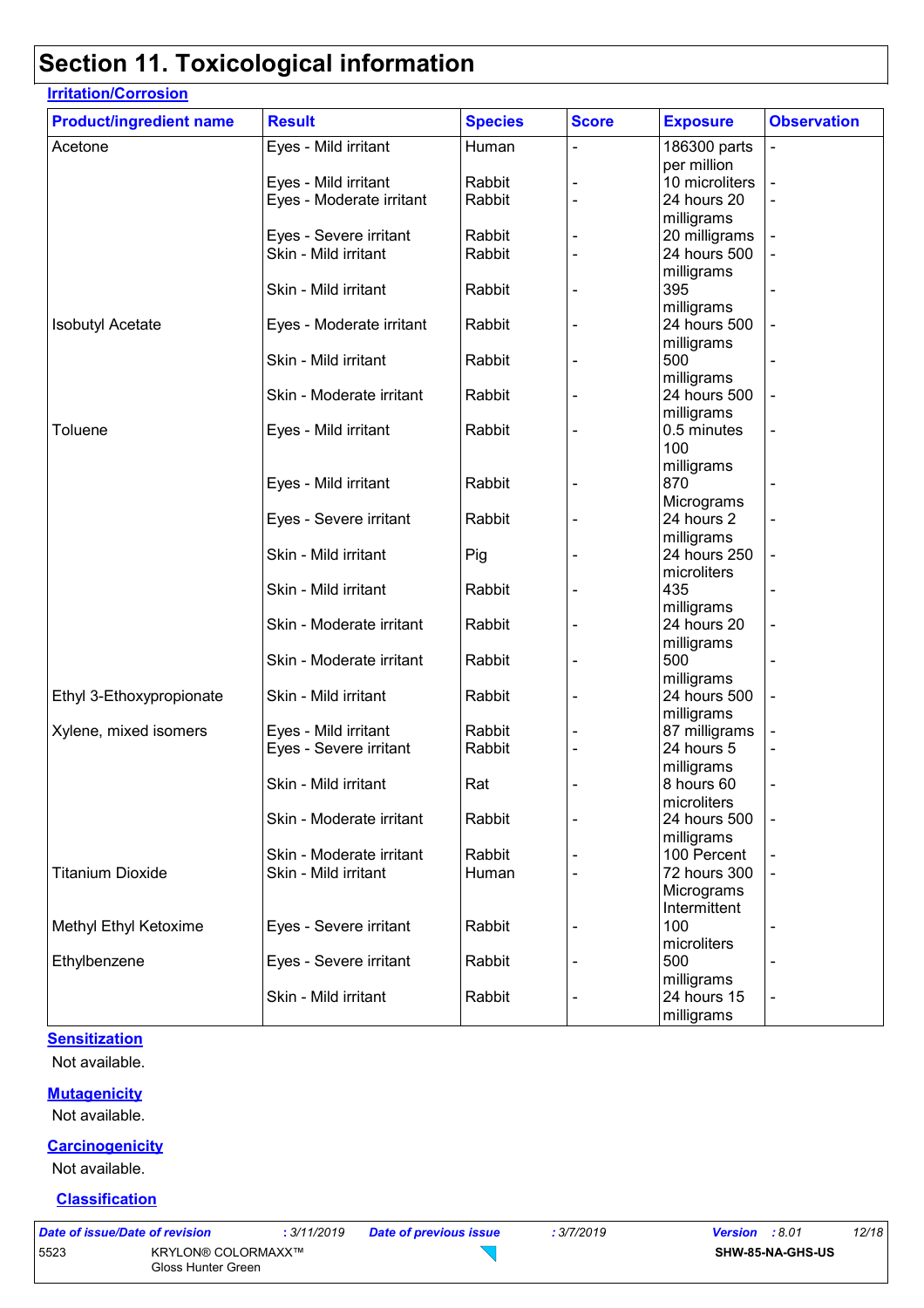# Section 11. Toxicological information

## Irritation/Corrosion

| Product/ingredient name | Result | Species | Score | Exposure | Observation |
|---|---|---|---|---|---|
| Acetone | Eyes - Mild irritant | Human | - | 186300 parts per million | - |
| | Eyes - Mild irritant | Rabbit | - | 10 microliters | - |
| | Eyes - Moderate irritant | Rabbit | - | 24 hours 20 milligrams | - |
| | Eyes - Severe irritant | Rabbit | - | 20 milligrams | - |
| | Skin - Mild irritant | Rabbit | - | 24 hours 500 milligrams | - |
| | Skin - Mild irritant | Rabbit | - | 395 milligrams | - |
| Isobutyl Acetate | Eyes - Moderate irritant | Rabbit | - | 24 hours 500 milligrams | - |
| | Skin - Mild irritant | Rabbit | - | 500 milligrams | - |
| | Skin - Moderate irritant | Rabbit | - | 24 hours 500 milligrams | - |
| Toluene | Eyes - Mild irritant | Rabbit | - | 0.5 minutes 100 milligrams | - |
| | Eyes - Mild irritant | Rabbit | - | 870 Micrograms | - |
| | Eyes - Severe irritant | Rabbit | - | 24 hours 2 milligrams | - |
| | Skin - Mild irritant | Pig | - | 24 hours 250 microliters | - |
| | Skin - Mild irritant | Rabbit | - | 435 milligrams | - |
| | Skin - Moderate irritant | Rabbit | - | 24 hours 20 milligrams | - |
| | Skin - Moderate irritant | Rabbit | - | 500 milligrams | - |
| Ethyl 3-Ethoxypropionate | Skin - Mild irritant | Rabbit | - | 24 hours 500 milligrams | - |
| Xylene, mixed isomers | Eyes - Mild irritant | Rabbit | - | 87 milligrams | - |
| | Eyes - Severe irritant | Rabbit | - | 24 hours 5 milligrams | - |
| | Skin - Mild irritant | Rat | - | 8 hours 60 microliters | - |
| | Skin - Moderate irritant | Rabbit | - | 24 hours 500 milligrams | - |
| | Skin - Moderate irritant | Rabbit | - | 100 Percent | - |
| Titanium Dioxide | Skin - Mild irritant | Human | - | 72 hours 300 Micrograms Intermittent | - |
| Methyl Ethyl Ketoxime | Eyes - Severe irritant | Rabbit | - | 100 microliters | - |
| Ethylbenzene | Eyes - Severe irritant | Rabbit | - | 500 milligrams | - |
| | Skin - Mild irritant | Rabbit | - | 24 hours 15 milligrams | - |

## Sensitization

Not available.

## Mutagenicity

Not available.

## Carcinogenicity

Not available.

## Classification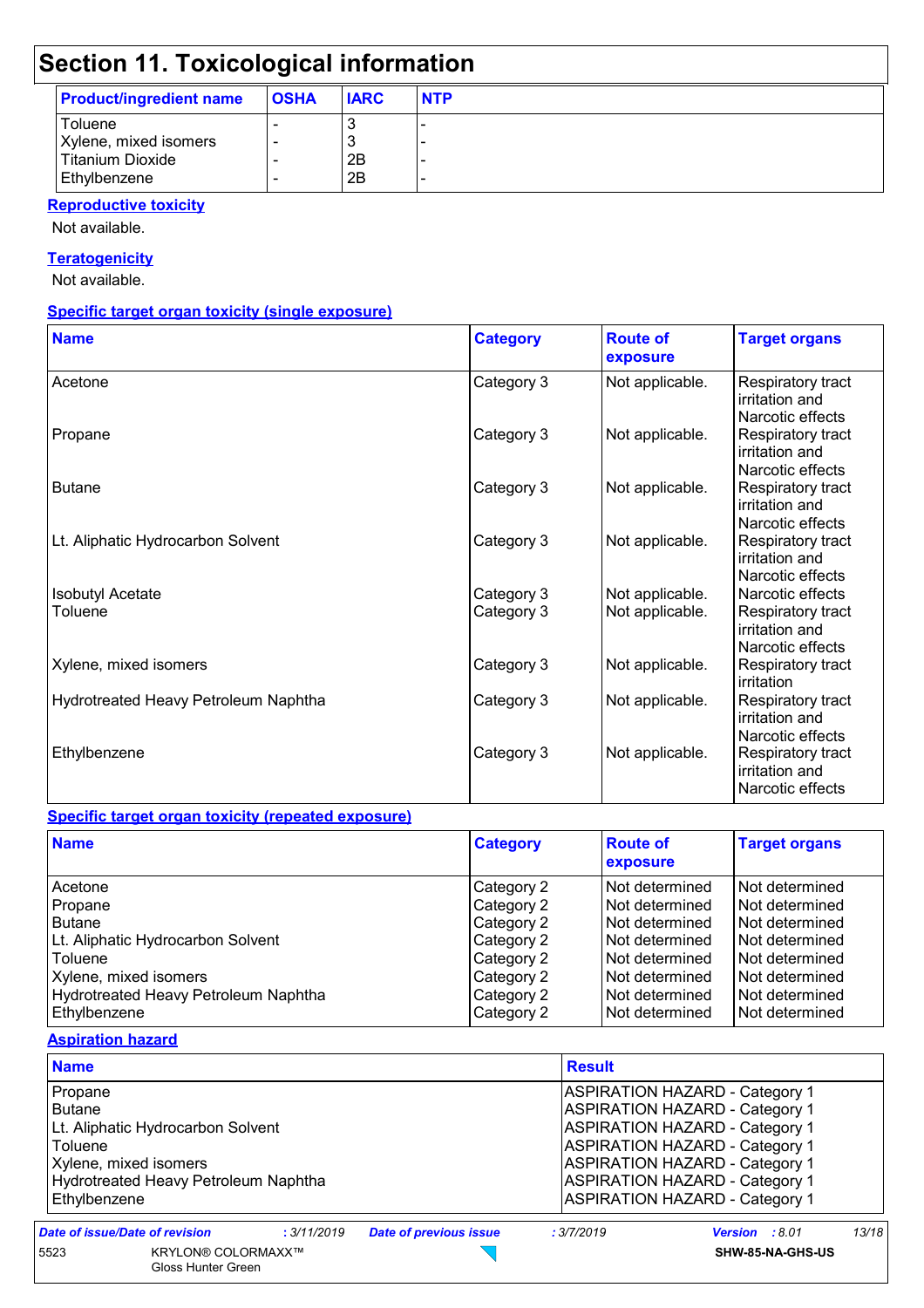# Section 11. Toxicological information

| Product/ingredient name | OSHA | IARC | NTP |
|---|---|---|---|
| Toluene | - | 3 | - |
| Xylene, mixed isomers | - | 3 | - |
| Titanium Dioxide | - | 2B | - |
| Ethylbenzene | - | 2B | - |

**Reproductive toxicity**

Not available.

**Teratogenicity**

Not available.

**Specific target organ toxicity (single exposure)**

| Name | Category | Route of exposure | Target organs |
|---|---|---|---|
| Acetone | Category 3 | Not applicable. | Respiratory tract irritation and Narcotic effects |
| Propane | Category 3 | Not applicable. | Respiratory tract irritation and Narcotic effects |
| Butane | Category 3 | Not applicable. | Respiratory tract irritation and Narcotic effects |
| Lt. Aliphatic Hydrocarbon Solvent | Category 3 | Not applicable. | Respiratory tract irritation and Narcotic effects |
| Isobutyl Acetate | Category 3 | Not applicable. | Narcotic effects |
| Toluene | Category 3 | Not applicable. | Respiratory tract irritation and Narcotic effects |
| Xylene, mixed isomers | Category 3 | Not applicable. | Respiratory tract irritation |
| Hydrotreated Heavy Petroleum Naphtha | Category 3 | Not applicable. | Respiratory tract irritation and Narcotic effects |
| Ethylbenzene | Category 3 | Not applicable. | Respiratory tract irritation and Narcotic effects |

**Specific target organ toxicity (repeated exposure)**

| Name | Category | Route of exposure | Target organs |
|---|---|---|---|
| Acetone | Category 2 | Not determined | Not determined |
| Propane | Category 2 | Not determined | Not determined |
| Butane | Category 2 | Not determined | Not determined |
| Lt. Aliphatic Hydrocarbon Solvent | Category 2 | Not determined | Not determined |
| Toluene | Category 2 | Not determined | Not determined |
| Xylene, mixed isomers | Category 2 | Not determined | Not determined |
| Hydrotreated Heavy Petroleum Naphtha | Category 2 | Not determined | Not determined |
| Ethylbenzene | Category 2 | Not determined | Not determined |

**Aspiration hazard**

| Name | Result |
|---|---|
| Propane | ASPIRATION HAZARD - Category 1 |
| Butane | ASPIRATION HAZARD - Category 1 |
| Lt. Aliphatic Hydrocarbon Solvent | ASPIRATION HAZARD - Category 1 |
| Toluene | ASPIRATION HAZARD - Category 1 |
| Xylene, mixed isomers | ASPIRATION HAZARD - Category 1 |
| Hydrotreated Heavy Petroleum Naphtha | ASPIRATION HAZARD - Category 1 |
| Ethylbenzene | ASPIRATION HAZARD - Category 1 |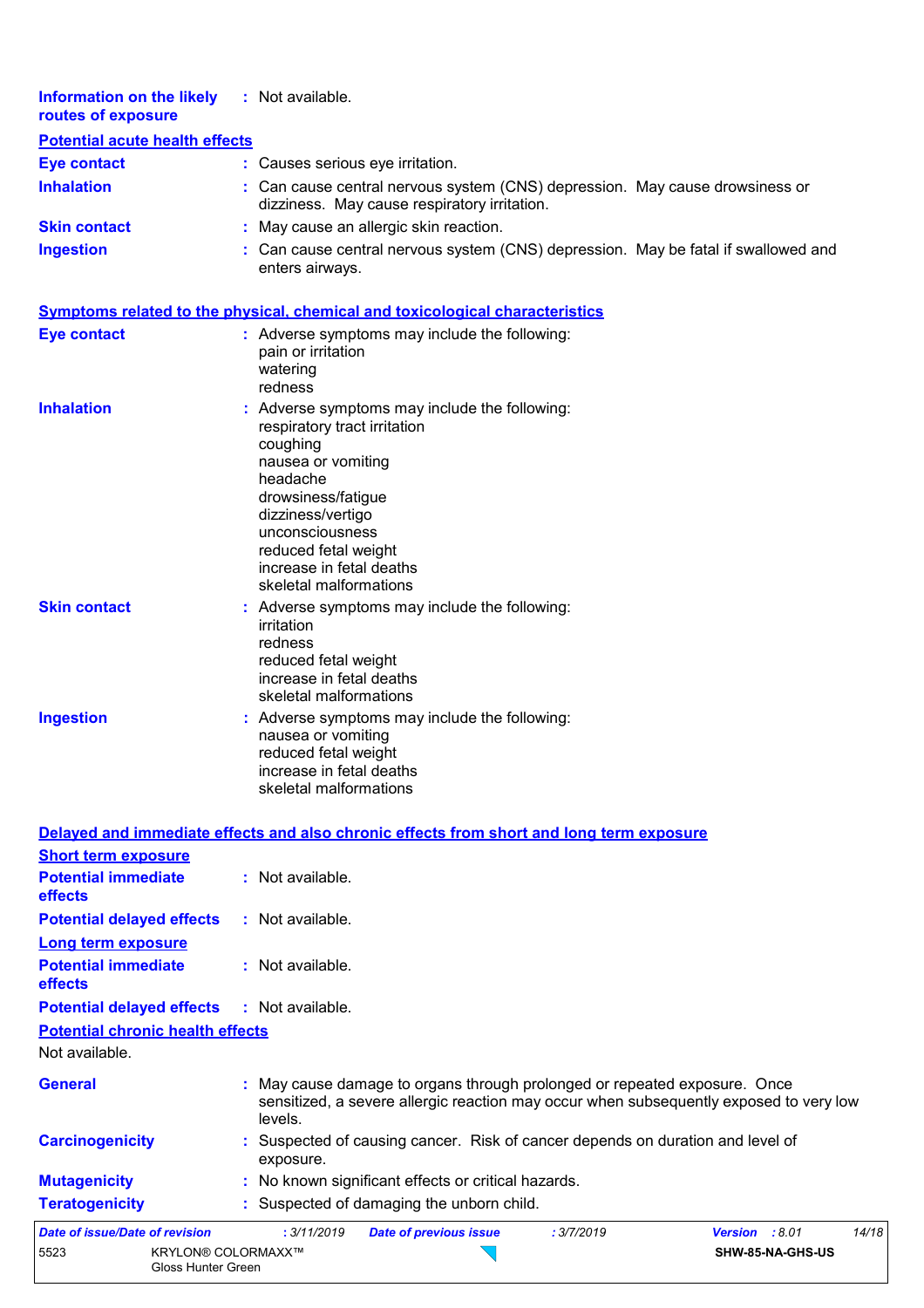**Information on the likely routes of exposure** : Not available.

### Potential acute health effects

**Eye contact** : Causes serious eye irritation.

**Inhalation** : Can cause central nervous system (CNS) depression. May cause drowsiness or dizziness. May cause respiratory irritation.

**Skin contact** : May cause an allergic skin reaction.

**Ingestion** : Can cause central nervous system (CNS) depression. May be fatal if swallowed and enters airways.

### Symptoms related to the physical, chemical and toxicological characteristics

**Eye contact** : Adverse symptoms may include the following:
pain or irritation
watering
redness

**Inhalation** : Adverse symptoms may include the following:
respiratory tract irritation
coughing
nausea or vomiting
headache
drowsiness/fatigue
dizziness/vertigo
unconsciousness
reduced fetal weight
increase in fetal deaths
skeletal malformations

**Skin contact** : Adverse symptoms may include the following:
irritation
redness
reduced fetal weight
increase in fetal deaths
skeletal malformations

**Ingestion** : Adverse symptoms may include the following:
nausea or vomiting
reduced fetal weight
increase in fetal deaths
skeletal malformations

### Delayed and immediate effects and also chronic effects from short and long term exposure

#### Short term exposure

**Potential immediate effects** : Not available.

**Potential delayed effects** : Not available.

#### Long term exposure

**Potential immediate effects** : Not available.

**Potential delayed effects** : Not available.

#### Potential chronic health effects

Not available.

**General** : May cause damage to organs through prolonged or repeated exposure. Once sensitized, a severe allergic reaction may occur when subsequently exposed to very low levels.

**Carcinogenicity** : Suspected of causing cancer. Risk of cancer depends on duration and level of exposure.

**Mutagenicity** : No known significant effects or critical hazards.

**Teratogenicity** : Suspected of damaging the unborn child.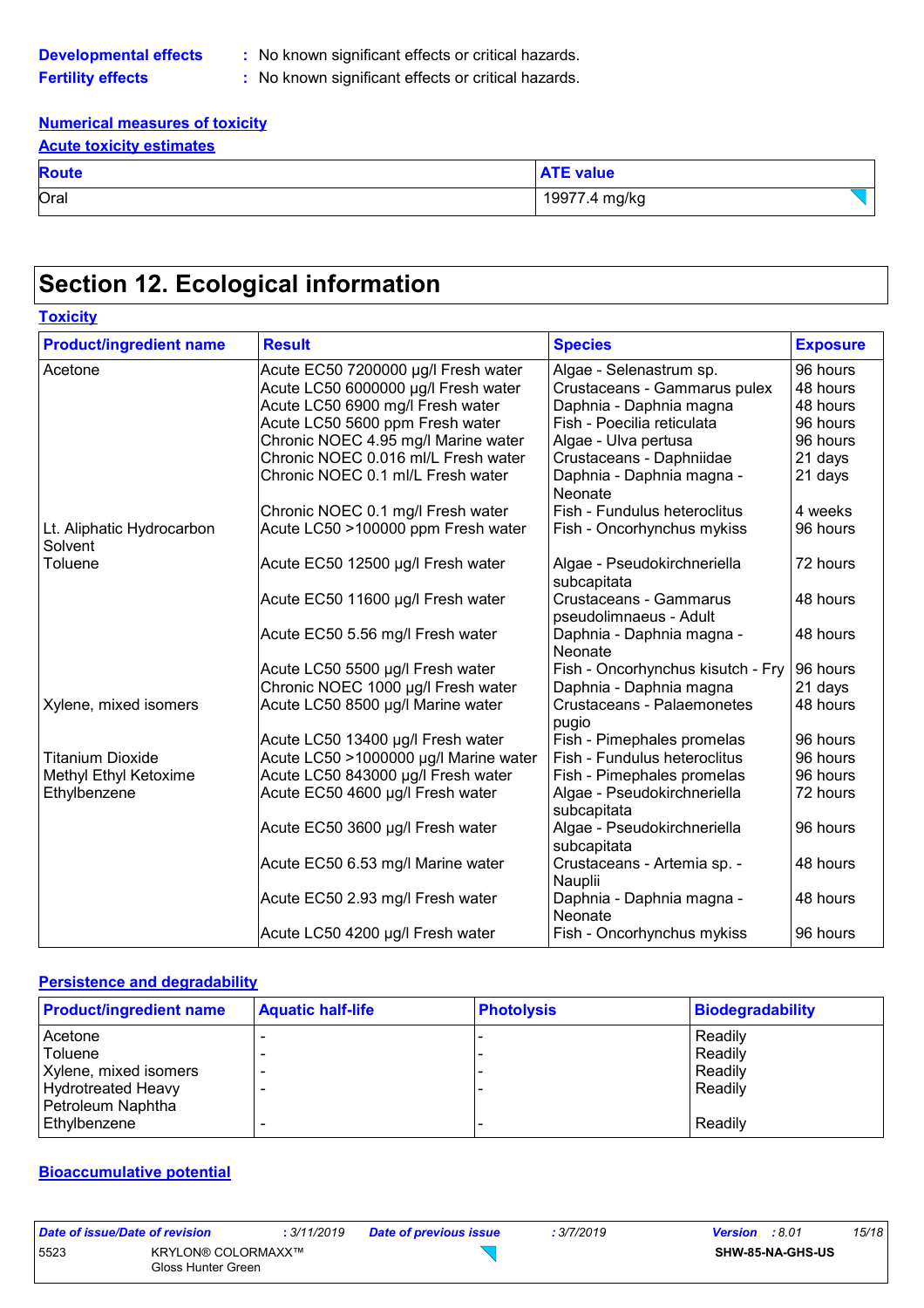**Developmental effects** : No known significant effects or critical hazards.
**Fertility effects** : No known significant effects or critical hazards.

**Numerical measures of toxicity**

**Acute toxicity estimates**

| Route | ATE value |
|---|---|
| Oral | 19977.4 mg/kg |

# Section 12. Ecological information

**Toxicity**

| Product/ingredient name | Result | Species | Exposure |
|---|---|---|---|
| Acetone | Acute EC50 7200000 µg/l Fresh water | Algae - Selenastrum sp. | 96 hours |
| | Acute LC50 6000000 µg/l Fresh water | Crustaceans - Gammarus pulex | 48 hours |
| | Acute LC50 6900 mg/l Fresh water | Daphnia - Daphnia magna | 48 hours |
| | Acute LC50 5600 ppm Fresh water | Fish - Poecilia reticulata | 96 hours |
| | Chronic NOEC 4.95 mg/l Marine water | Algae - Ulva pertusa | 96 hours |
| | Chronic NOEC 0.016 ml/L Fresh water | Crustaceans - Daphniidae | 21 days |
| | Chronic NOEC 0.1 ml/L Fresh water | Daphnia - Daphnia magna - Neonate | 21 days |
| | Chronic NOEC 0.1 mg/l Fresh water | Fish - Fundulus heteroclitus | 4 weeks |
| Lt. Aliphatic Hydrocarbon Solvent | Acute LC50 >100000 ppm Fresh water | Fish - Oncorhynchus mykiss | 96 hours |
| Toluene | Acute EC50 12500 µg/l Fresh water | Algae - Pseudokirchneriella subcapitata | 72 hours |
| | Acute EC50 11600 µg/l Fresh water | Crustaceans - Gammarus pseudolimnaeus - Adult | 48 hours |
| | Acute EC50 5.56 mg/l Fresh water | Daphnia - Daphnia magna - Neonate | 48 hours |
| | Acute LC50 5500 µg/l Fresh water | Fish - Oncorhynchus kisutch - Fry | 96 hours |
| | Chronic NOEC 1000 µg/l Fresh water | Daphnia - Daphnia magna | 21 days |
| Xylene, mixed isomers | Acute LC50 8500 µg/l Marine water | Crustaceans - Palaemonetes pugio | 48 hours |
| | Acute LC50 13400 µg/l Fresh water | Fish - Pimephales promelas | 96 hours |
| Titanium Dioxide | Acute LC50 >1000000 µg/l Marine water | Fish - Fundulus heteroclitus | 96 hours |
| Methyl Ethyl Ketoxime | Acute LC50 843000 µg/l Fresh water | Fish - Pimephales promelas | 96 hours |
| Ethylbenzene | Acute EC50 4600 µg/l Fresh water | Algae - Pseudokirchneriella subcapitata | 72 hours |
| | Acute EC50 3600 µg/l Fresh water | Algae - Pseudokirchneriella subcapitata | 96 hours |
| | Acute EC50 6.53 mg/l Marine water | Crustaceans - Artemia sp. - Nauplii | 48 hours |
| | Acute EC50 2.93 mg/l Fresh water | Daphnia - Daphnia magna - Neonate | 48 hours |
| | Acute LC50 4200 µg/l Fresh water | Fish - Oncorhynchus mykiss | 96 hours |

**Persistence and degradability**

| Product/ingredient name | Aquatic half-life | Photolysis | Biodegradability |
|---|---|---|---|
| Acetone | - | - | Readily |
| Toluene | - | - | Readily |
| Xylene, mixed isomers | - | - | Readily |
| Hydrotreated Heavy Petroleum Naphtha | - | - | Readily |
| Ethylbenzene | - | - | Readily |

**Bioaccumulative potential**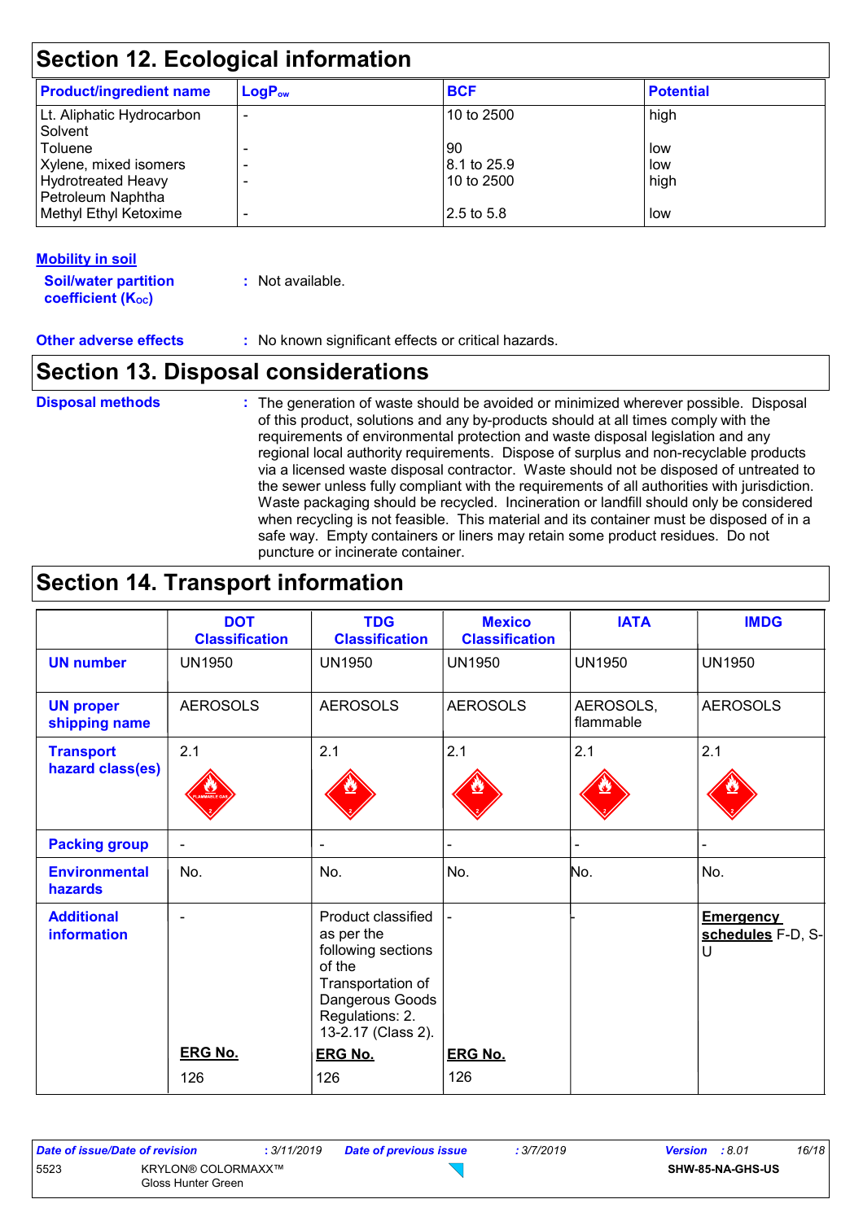## Section 12. Ecological information

| Product/ingredient name | $LogP_{ow}$ | BCF | Potential |
|---|---|---|---|
| Lt. Aliphatic Hydrocarbon Solvent | - | 10 to 2500 | high |
| Toluene | - | 90 | low |
| Xylene, mixed isomers | - | 8.1 to 25.9 | low |
| Hydrotreated Heavy Petroleum Naphtha | - | 10 to 2500 | high |
| Methyl Ethyl Ketoxime | - | 2.5 to 5.8 | low |

**Mobility in soil**

**Soil/water partition coefficient ($K_{OC}$)** : Not available.

**Other adverse effects** : No known significant effects or critical hazards.

## Section 13. Disposal considerations

**Disposal methods** : The generation of waste should be avoided or minimized wherever possible. Disposal of this product, solutions and any by-products should at all times comply with the requirements of environmental protection and waste disposal legislation and any regional local authority requirements. Dispose of surplus and non-recyclable products via a licensed waste disposal contractor. Waste should not be disposed of untreated to the sewer unless fully compliant with the requirements of all authorities with jurisdiction. Waste packaging should be recycled. Incineration or landfill should only be considered when recycling is not feasible. This material and its container must be disposed of in a safe way. Empty containers or liners may retain some product residues. Do not puncture or incinerate container.

## Section 14. Transport information

| | DOT Classification | TDG Classification | Mexico Classification | IATA | IMDG |
|---|---|---|---|---|---|
| **UN number** | UN1950 | UN1950 | UN1950 | UN1950 | UN1950 |
| **UN proper shipping name** | AEROSOLS | AEROSOLS | AEROSOLS | AEROSOLS, flammable | AEROSOLS |
| **Transport hazard class(es)** | 2.1 | 2.1 | 2.1 | 2.1 | 2.1 |
| **Packing group** | - | - | - | - | - |
| **Environmental hazards** | No. | No. | No. | No. | No. |
| **Additional information** | - **ERG No.** 126 | Product classified as per the following sections of the Transportation of Dangerous Goods Regulations: 2.13-2.17 (Class 2). **ERG No.** 126 | - **ERG No.** 126 | - | **Emergency schedules** F-D, S-U |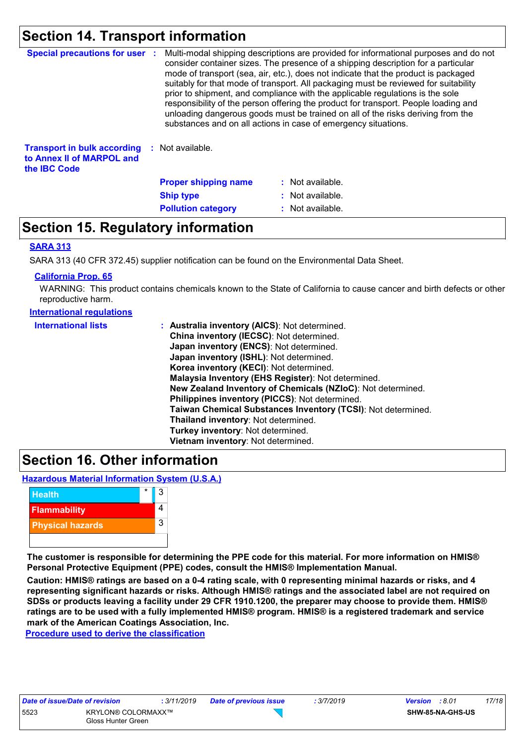## Section 14. Transport information

**Special precautions for user** : Multi-modal shipping descriptions are provided for informational purposes and do not consider container sizes. The presence of a shipping description for a particular mode of transport (sea, air, etc.), does not indicate that the product is packaged suitably for that mode of transport. All packaging must be reviewed for suitability prior to shipment, and compliance with the applicable regulations is the sole responsibility of the person offering the product for transport. People loading and unloading dangerous goods must be trained on all of the risks deriving from the substances and on all actions in case of emergency situations.

**Transport in bulk according to Annex II of MARPOL and the IBC Code** : Not available.

**Proper shipping name** : Not available.
**Ship type** : Not available.
**Pollution category** : Not available.

## Section 15. Regulatory information

**SARA 313**

SARA 313 (40 CFR 372.45) supplier notification can be found on the Environmental Data Sheet.

**California Prop. 65**

WARNING: This product contains chemicals known to the State of California to cause cancer and birth defects or other reproductive harm.

**International regulations**

**International lists** :
**Australia inventory (AICS)**: Not determined.
**China inventory (IECSC)**: Not determined.
**Japan inventory (ENCS)**: Not determined.
**Japan inventory (ISHL)**: Not determined.
**Korea inventory (KECI)**: Not determined.
**Malaysia Inventory (EHS Register)**: Not determined.
**New Zealand Inventory of Chemicals (NZIoC)**: Not determined.
**Philippines inventory (PICCS)**: Not determined.
**Taiwan Chemical Substances Inventory (TCSI)**: Not determined.
**Thailand inventory**: Not determined.
**Turkey inventory**: Not determined.
**Vietnam inventory**: Not determined.

## Section 16. Other information

**Hazardous Material Information System (U.S.A.)**

| | | |
|---|---|---|
| Health | * | 3 |
| Flammability | | 4 |
| Physical hazards | | 3 |
| | | |

**The customer is responsible for determining the PPE code for this material. For more information on HMIS® Personal Protective Equipment (PPE) codes, consult the HMIS® Implementation Manual.**

**Caution: HMIS® ratings are based on a 0-4 rating scale, with 0 representing minimal hazards or risks, and 4 representing significant hazards or risks. Although HMIS® ratings and the associated label are not required on SDSs or products leaving a facility under 29 CFR 1910.1200, the preparer may choose to provide them. HMIS® ratings are to be used with a fully implemented HMIS® program. HMIS® is a registered trademark and service mark of the American Coatings Association, Inc.**

**Procedure used to derive the classification**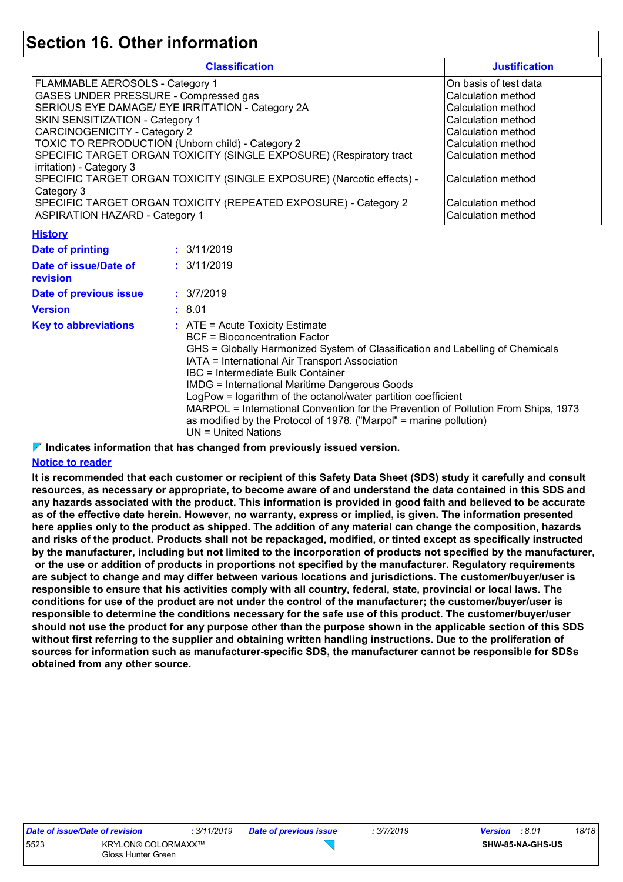# Section 16. Other information

| Classification | Justification |
|---|---|
| FLAMMABLE AEROSOLS - Category 1 | On basis of test data |
| GASES UNDER PRESSURE - Compressed gas | Calculation method |
| SERIOUS EYE DAMAGE/ EYE IRRITATION - Category 2A | Calculation method |
| SKIN SENSITIZATION - Category 1 | Calculation method |
| CARCINOGENICITY - Category 2 | Calculation method |
| TOXIC TO REPRODUCTION (Unborn child) - Category 2 | Calculation method |
| SPECIFIC TARGET ORGAN TOXICITY (SINGLE EXPOSURE) (Respiratory tract irritation) - Category 3 | Calculation method |
| SPECIFIC TARGET ORGAN TOXICITY (SINGLE EXPOSURE) (Narcotic effects) - Category 3 | Calculation method |
| SPECIFIC TARGET ORGAN TOXICITY (REPEATED EXPOSURE) - Category 2 | Calculation method |
| ASPIRATION HAZARD - Category 1 | Calculation method |

**History**

**Date of printing** : 3/11/2019

**Date of issue/Date of revision** : 3/11/2019

**Date of previous issue** : 3/7/2019

**Version** : 8.01

**Key to abbreviations** : ATE = Acute Toxicity Estimate
BCF = Bioconcentration Factor
GHS = Globally Harmonized System of Classification and Labelling of Chemicals
IATA = International Air Transport Association
IBC = Intermediate Bulk Container
IMDG = International Maritime Dangerous Goods
LogPow = logarithm of the octanol/water partition coefficient
MARPOL = International Convention for the Prevention of Pollution From Ships, 1973 as modified by the Protocol of 1978. ("Marpol" = marine pollution)
UN = United Nations

**Indicates information that has changed from previously issued version.**

**Notice to reader**

**It is recommended that each customer or recipient of this Safety Data Sheet (SDS) study it carefully and consult resources, as necessary or appropriate, to become aware of and understand the data contained in this SDS and any hazards associated with the product. This information is provided in good faith and believed to be accurate as of the effective date herein. However, no warranty, express or implied, is given. The information presented here applies only to the product as shipped. The addition of any material can change the composition, hazards and risks of the product. Products shall not be repackaged, modified, or tinted except as specifically instructed by the manufacturer, including but not limited to the incorporation of products not specified by the manufacturer, or the use or addition of products in proportions not specified by the manufacturer. Regulatory requirements are subject to change and may differ between various locations and jurisdictions. The customer/buyer/user is responsible to ensure that his activities comply with all country, federal, state, provincial or local laws. The conditions for use of the product are not under the control of the manufacturer; the customer/buyer/user is responsible to determine the conditions necessary for the safe use of this product. The customer/buyer/user should not use the product for any purpose other than the purpose shown in the applicable section of this SDS without first referring to the supplier and obtaining written handling instructions. Due to the proliferation of sources for information such as manufacturer-specific SDS, the manufacturer cannot be responsible for SDSs obtained from any other source.**